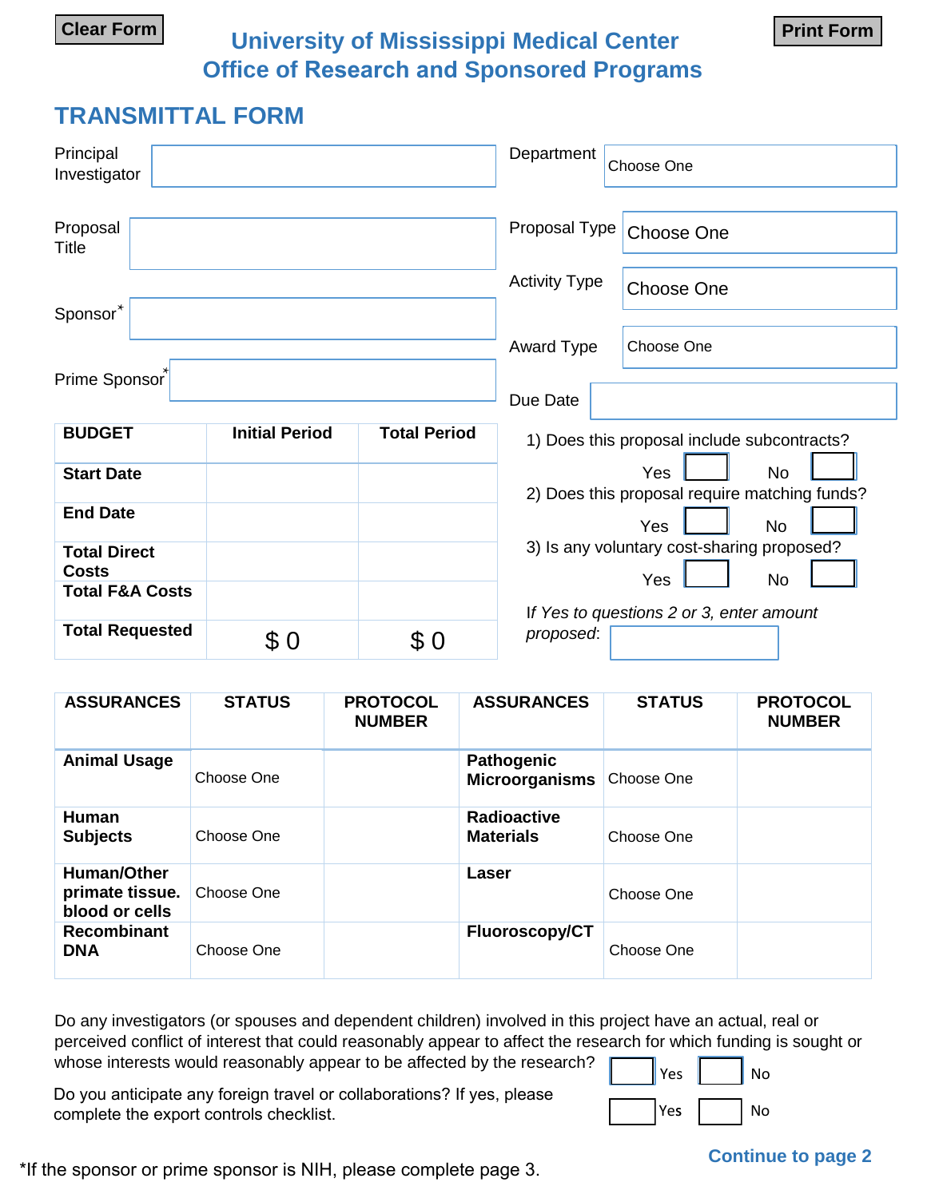Clear Form | Print Form

# University of Mississippi Medical Center
# Office of Research and Sponsored Programs

## TRANSMITTAL FORM

Principal Investigator: 

Department: Choose One

Proposal Title: 

Proposal Type: Choose One

Activity Type: Choose One

Sponsor*: 

Award Type: Choose One

Prime Sponsor*: 

Due Date: 

| BUDGET | Initial Period | Total Period |
|---|---|---|
| **Start Date** | | |
| **End Date** | | |
| **Total Direct Costs** | | |
| **Total F&A Costs** | | |
| **Total Requested** | $ 0 | $ 0 |

1) Does this proposal include subcontracts? Yes ☐ No ☐

2) Does this proposal require matching funds? Yes ☐ No ☐

3) Is any voluntary cost-sharing proposed? Yes ☐ No ☐

*If Yes to questions 2 or 3, enter amount proposed*: 

| ASSURANCES | STATUS | PROTOCOL NUMBER | ASSURANCES | STATUS | PROTOCOL NUMBER |
|---|---|---|---|---|---|
| **Animal Usage** | Choose One | | **Pathogenic Microorganisms** | Choose One | |
| **Human Subjects** | Choose One | | **Radioactive Materials** | Choose One | |
| **Human/Other primate tissue. blood or cells** | Choose One | | **Laser** | Choose One | |
| **Recombinant DNA** | Choose One | | **Fluoroscopy/CT** | Choose One | |

Do any investigators (or spouses and dependent children) involved in this project have an actual, real or perceived conflict of interest that could reasonably appear to affect the research for which funding is sought or whose interests would reasonably appear to be affected by the research? ☐ Yes ☐ No

Do you anticipate any foreign travel or collaborations? If yes, please complete the export controls checklist. ☐ Yes ☐ No

**Continue to page 2**

*If the sponsor or prime sponsor is NIH, please complete page 3.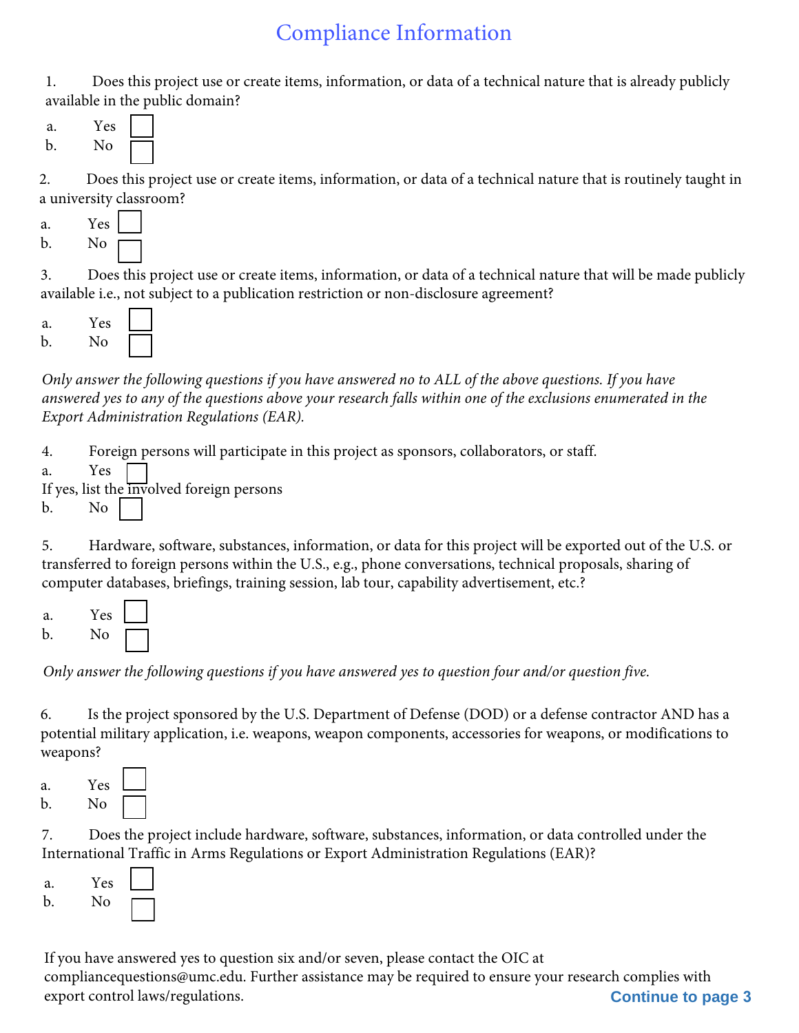# Compliance Information

1. Does this project use or create items, information, or data of a technical nature that is already publicly available in the public domain?

   a. Yes ☐
   b. No ☐

2. Does this project use or create items, information, or data of a technical nature that is routinely taught in a university classroom?

   a. Yes ☐
   b. No ☐

3. Does this project use or create items, information, or data of a technical nature that will be made publicly available i.e., not subject to a publication restriction or non-disclosure agreement?

   a. Yes ☐
   b. No ☐

*Only answer the following questions if you have answered no to ALL of the above questions. If you have answered yes to any of the questions above your research falls within one of the exclusions enumerated in the Export Administration Regulations (EAR).*

4. Foreign persons will participate in this project as sponsors, collaborators, or staff.

   a. Yes ☐
   If yes, list the involved foreign persons
   b. No ☐

5. Hardware, software, substances, information, or data for this project will be exported out of the U.S. or transferred to foreign persons within the U.S., e.g., phone conversations, technical proposals, sharing of computer databases, briefings, training session, lab tour, capability advertisement, etc.?

   a. Yes ☐
   b. No ☐

*Only answer the following questions if you have answered yes to question four and/or question five.*

6. Is the project sponsored by the U.S. Department of Defense (DOD) or a defense contractor AND has a potential military application, i.e. weapons, weapon components, accessories for weapons, or modifications to weapons?

   a. Yes ☐
   b. No ☐

7. Does the project include hardware, software, substances, information, or data controlled under the International Traffic in Arms Regulations or Export Administration Regulations (EAR)?

   a. Yes ☐
   b. No ☐

If you have answered yes to question six and/or seven, please contact the OIC at compliancequestions@umc.edu. Further assistance may be required to ensure your research complies with export control laws/regulations.

**Continue to page 3**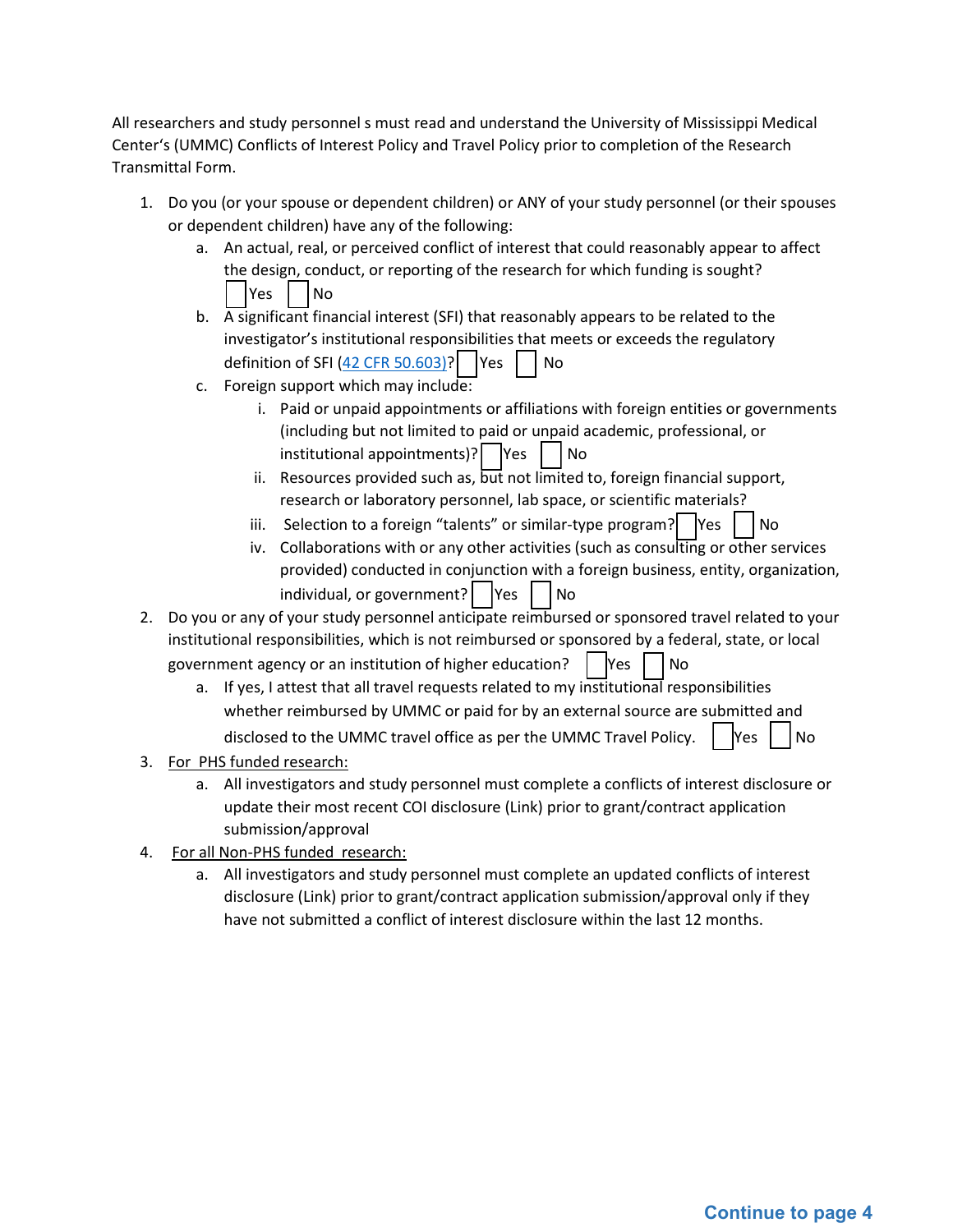All researchers and study personnel s must read and understand the University of Mississippi Medical Center's (UMMC) Conflicts of Interest Policy and Travel Policy prior to completion of the Research Transmittal Form.

1. Do you (or your spouse or dependent children) or ANY of your study personnel (or their spouses or dependent children) have any of the following:
   a. An actual, real, or perceived conflict of interest that could reasonably appear to affect the design, conduct, or reporting of the research for which funding is sought? ☐ Yes ☐ No
   b. A significant financial interest (SFI) that reasonably appears to be related to the investigator's institutional responsibilities that meets or exceeds the regulatory definition of SFI ([42 CFR 50.603](42 CFR 50.603))? ☐ Yes ☐ No
   c. Foreign support which may include:
      i. Paid or unpaid appointments or affiliations with foreign entities or governments (including but not limited to paid or unpaid academic, professional, or institutional appointments)? ☐ Yes ☐ No
      ii. Resources provided such as, but not limited to, foreign financial support, research or laboratory personnel, lab space, or scientific materials?
      iii. Selection to a foreign "talents" or similar-type program? ☐ Yes ☐ No
      iv. Collaborations with or any other activities (such as consulting or other services provided) conducted in conjunction with a foreign business, entity, organization, individual, or government? ☐ Yes ☐ No
2. Do you or any of your study personnel anticipate reimbursed or sponsored travel related to your institutional responsibilities, which is not reimbursed or sponsored by a federal, state, or local government agency or an institution of higher education? ☐ Yes ☐ No
   a. If yes, I attest that all travel requests related to my institutional responsibilities whether reimbursed by UMMC or paid for by an external source are submitted and disclosed to the UMMC travel office as per the UMMC Travel Policy. ☐ Yes ☐ No
3. <u>For PHS funded research:</u>
   a. All investigators and study personnel must complete a conflicts of interest disclosure or update their most recent COI disclosure (Link) prior to grant/contract application submission/approval
4. <u>For all Non-PHS funded research:</u>
   a. All investigators and study personnel must complete an updated conflicts of interest disclosure (Link) prior to grant/contract application submission/approval only if they have not submitted a conflict of interest disclosure within the last 12 months.

**Continue to page 4**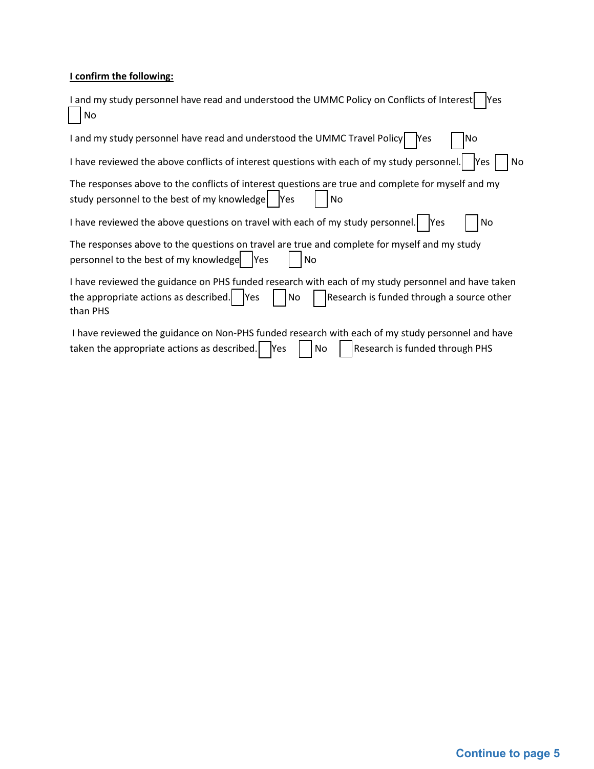**I confirm the following:**

I and my study personnel have read and understood the UMMC Policy on Conflicts of Interest ☐ Yes ☐ No

I and my study personnel have read and understood the UMMC Travel Policy ☐ Yes ☐ No

I have reviewed the above conflicts of interest questions with each of my study personnel. ☐ Yes ☐ No

The responses above to the conflicts of interest questions are true and complete for myself and my study personnel to the best of my knowledge ☐ Yes ☐ No

I have reviewed the above questions on travel with each of my study personnel. ☐ Yes ☐ No

The responses above to the questions on travel are true and complete for myself and my study personnel to the best of my knowledge ☐ Yes ☐ No

I have reviewed the guidance on PHS funded research with each of my study personnel and have taken the appropriate actions as described. ☐ Yes ☐ No ☐ Research is funded through a source other than PHS

I have reviewed the guidance on Non-PHS funded research with each of my study personnel and have taken the appropriate actions as described. ☐ Yes ☐ No ☐ Research is funded through PHS

**Continue to page 5**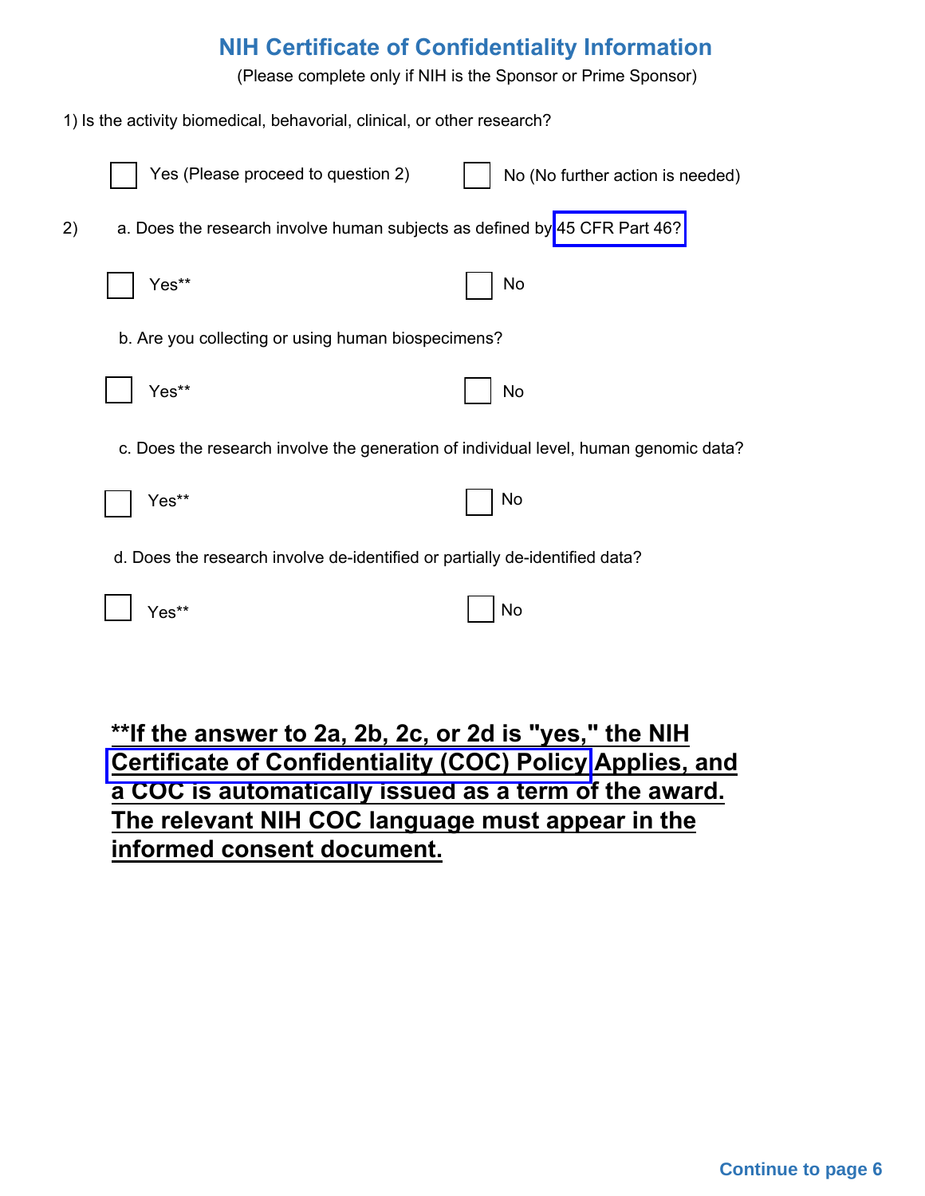# NIH Certificate of Confidentiality Information

(Please complete only if NIH is the Sponsor or Prime Sponsor)

1) Is the activity biomedical, behavorial, clinical, or other research?

☐ Yes (Please proceed to question 2) ☐ No (No further action is needed)

2) a. Does the research involve human subjects as defined by 45 CFR Part 46?

☐ Yes** ☐ No

b. Are you collecting or using human biospecimens?

☐ Yes** ☐ No

c. Does the research involve the generation of individual level, human genomic data?

☐ Yes** ☐ No

d. Does the research involve de-identified or partially de-identified data?

☐ Yes** ☐ No

**<u>**If the answer to 2a, 2b, 2c, or 2d is "yes," the NIH Certificate of Confidentiality (COC) Policy Applies, and a COC is automatically issued as a term of the award. The relevant NIH COC language must appear in the informed consent document.</u>**

**Continue to page 6**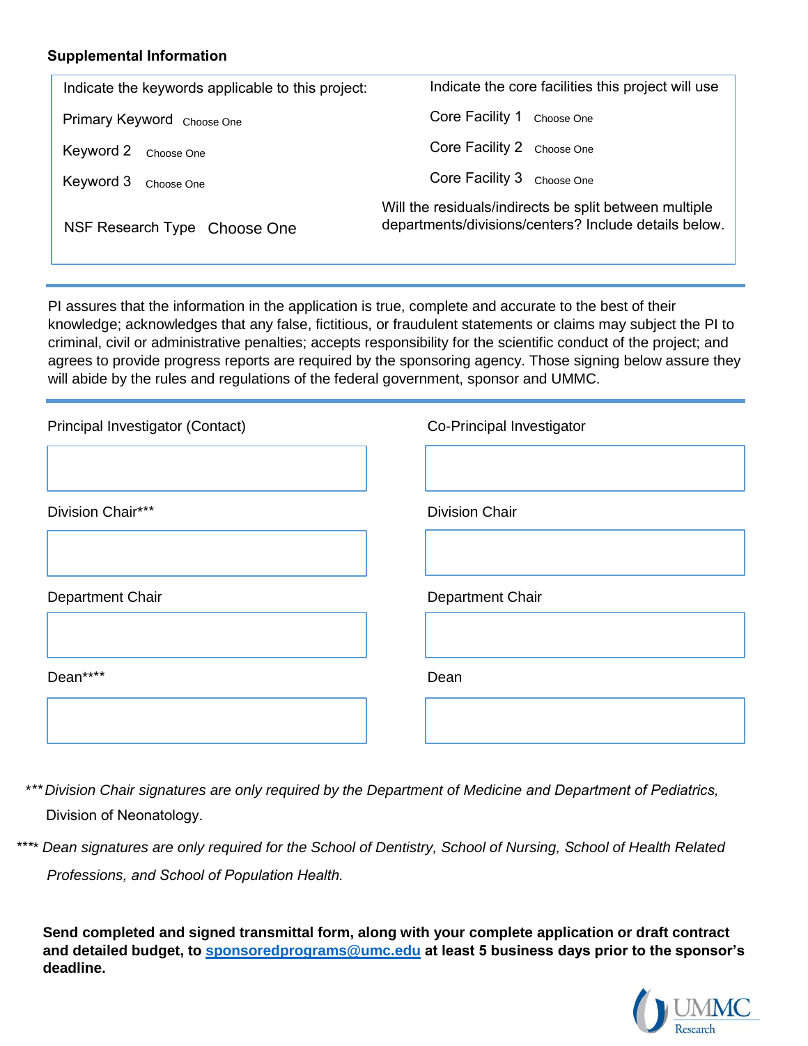**Supplemental Information**

| Indicate the keywords applicable to this project: | | Indicate the core facilities this project will use | |
|---|---|---|---|
| Primary Keyword | Choose One | Core Facility 1 | Choose One |
| Keyword 2 | Choose One | Core Facility 2 | Choose One |
| Keyword 3 | Choose One | Core Facility 3 | Choose One |
| NSF Research Type | Choose One | Will the residuals/indirects be split between multiple departments/divisions/centers? Include details below. | |

PI assures that the information in the application is true, complete and accurate to the best of their knowledge; acknowledges that any false, fictitious, or fraudulent statements or claims may subject the PI to criminal, civil or administrative penalties; accepts responsibility for the scientific conduct of the project; and agrees to provide progress reports are required by the sponsoring agency. Those signing below assure they will abide by the rules and regulations of the federal government, sponsor and UMMC.

| Principal Investigator (Contact) | Co-Principal Investigator |
|---|---|
| | |
| Division Chair*** | Division Chair |
| | |
| Department Chair | Department Chair |
| | |
| Dean**** | Dean |
| | |

*** *Division Chair signatures are only required by the Department of Medicine and Department of Pediatrics,* Division of Neonatology.

**** *Dean signatures are only required for the School of Dentistry, School of Nursing, School of Health Related Professions, and School of Population Health.*

**Send completed and signed transmittal form, along with your complete application or draft contract and detailed budget, to [sponsoredprograms@umc.edu](mailto:sponsoredprograms@umc.edu) at least 5 business days prior to the sponsor's deadline.**

UMMC Research